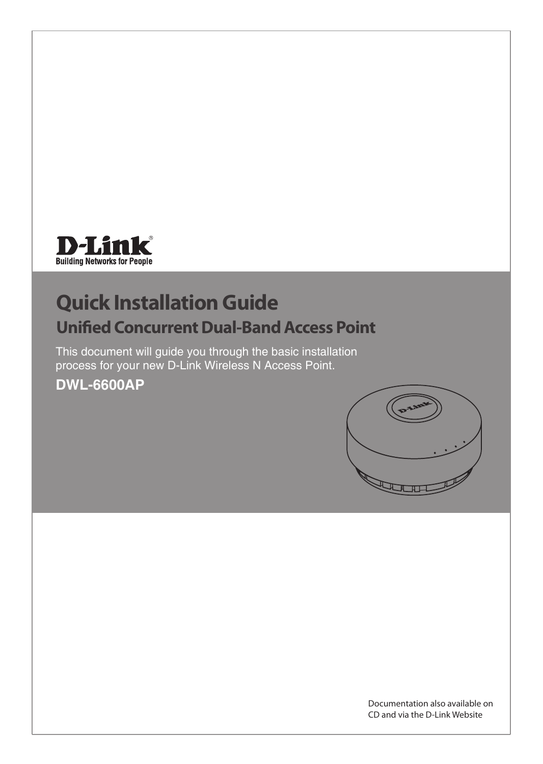D-Link®
Building Networks for People

# Quick Installation Guide

## Unified Concurrent Dual-Band Access Point

This document will guide you through the basic installation process for your new D-Link Wireless N Access Point.

**DWL-6600AP**

Documentation also available on CD and via the D-Link Website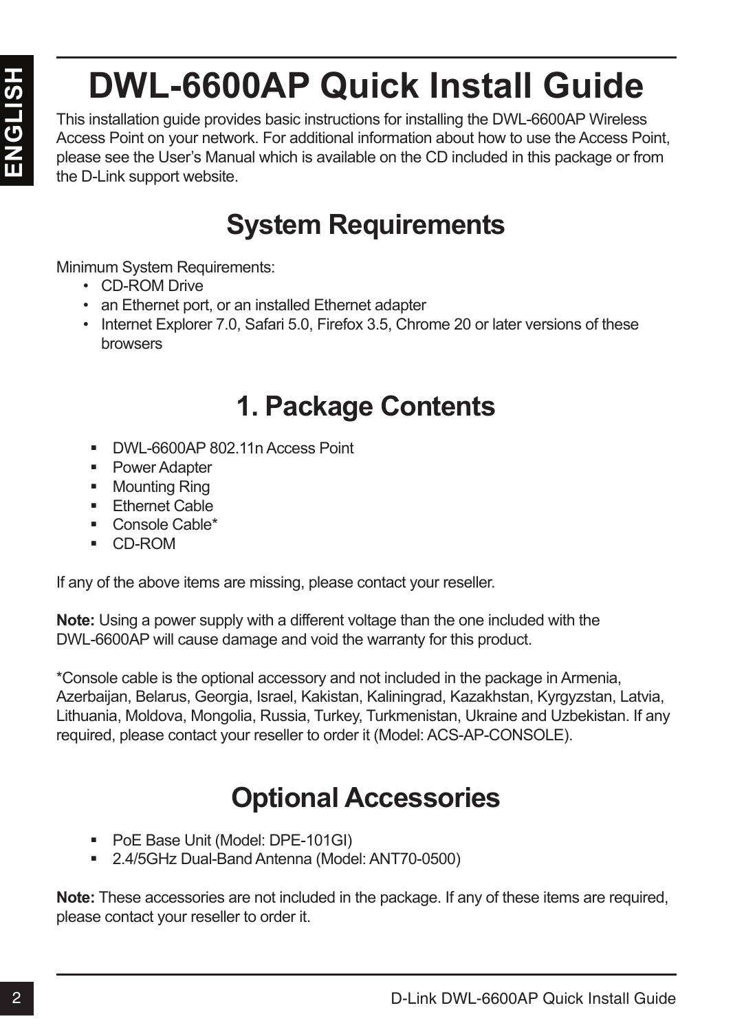# DWL-6600AP Quick Install Guide

This installation guide provides basic instructions for installing the DWL-6600AP Wireless Access Point on your network. For additional information about how to use the Access Point, please see the User's Manual which is available on the CD included in this package or from the D-Link support website.

## System Requirements

Minimum System Requirements:

- CD-ROM Drive
- an Ethernet port, or an installed Ethernet adapter
- Internet Explorer 7.0, Safari 5.0, Firefox 3.5, Chrome 20 or later versions of these browsers

## 1. Package Contents

- DWL-6600AP 802.11n Access Point
- Power Adapter
- Mounting Ring
- Ethernet Cable
- Console Cable*
- CD-ROM

If any of the above items are missing, please contact your reseller.

**Note:** Using a power supply with a different voltage than the one included with the DWL-6600AP will cause damage and void the warranty for this product.

*Console cable is the optional accessory and not included in the package in Armenia, Azerbaijan, Belarus, Georgia, Israel, Kakistan, Kaliningrad, Kazakhstan, Kyrgyzstan, Latvia, Lithuania, Moldova, Mongolia, Russia, Turkey, Turkmenistan, Ukraine and Uzbekistan. If any required, please contact your reseller to order it (Model: ACS-AP-CONSOLE).

## Optional Accessories

- PoE Base Unit (Model: DPE-101GI)
- 2.4/5GHz Dual-Band Antenna (Model: ANT70-0500)

**Note:** These accessories are not included in the package. If any of these items are required, please contact your reseller to order it.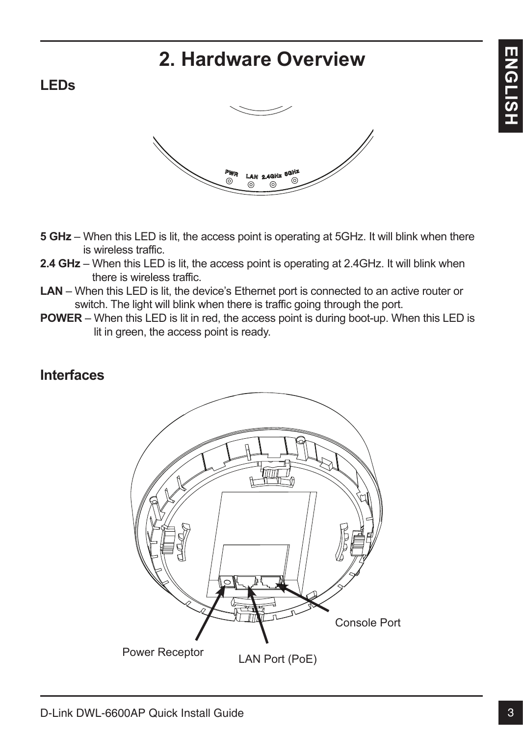# 2. Hardware Overview

## LEDs

**5 GHz** – When this LED is lit, the access point is operating at 5GHz. It will blink when there is wireless traffic.

**2.4 GHz** – When this LED is lit, the access point is operating at 2.4GHz. It will blink when there is wireless traffic.

**LAN** – When this LED is lit, the device's Ethernet port is connected to an active router or switch. The light will blink when there is traffic going through the port.

**POWER** – When this LED is lit in red, the access point is during boot-up. When this LED is lit in green, the access point is ready.

## Interfaces

Console Port

Power Receptor

LAN Port (PoE)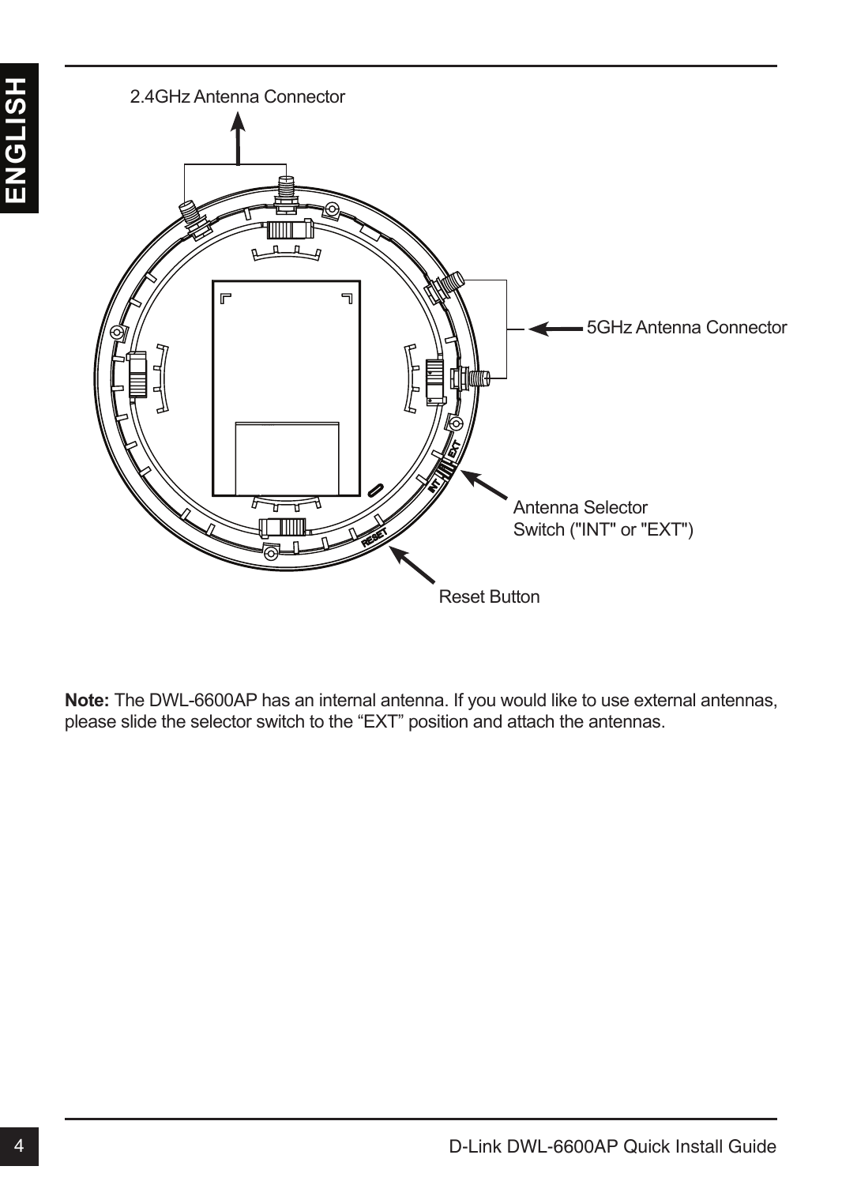2.4GHz Antenna Connector

5GHz Antenna Connector

Antenna Selector Switch ("INT" or "EXT")

Reset Button

**Note:** The DWL-6600AP has an internal antenna. If you would like to use external antennas, please slide the selector switch to the “EXT” position and attach the antennas.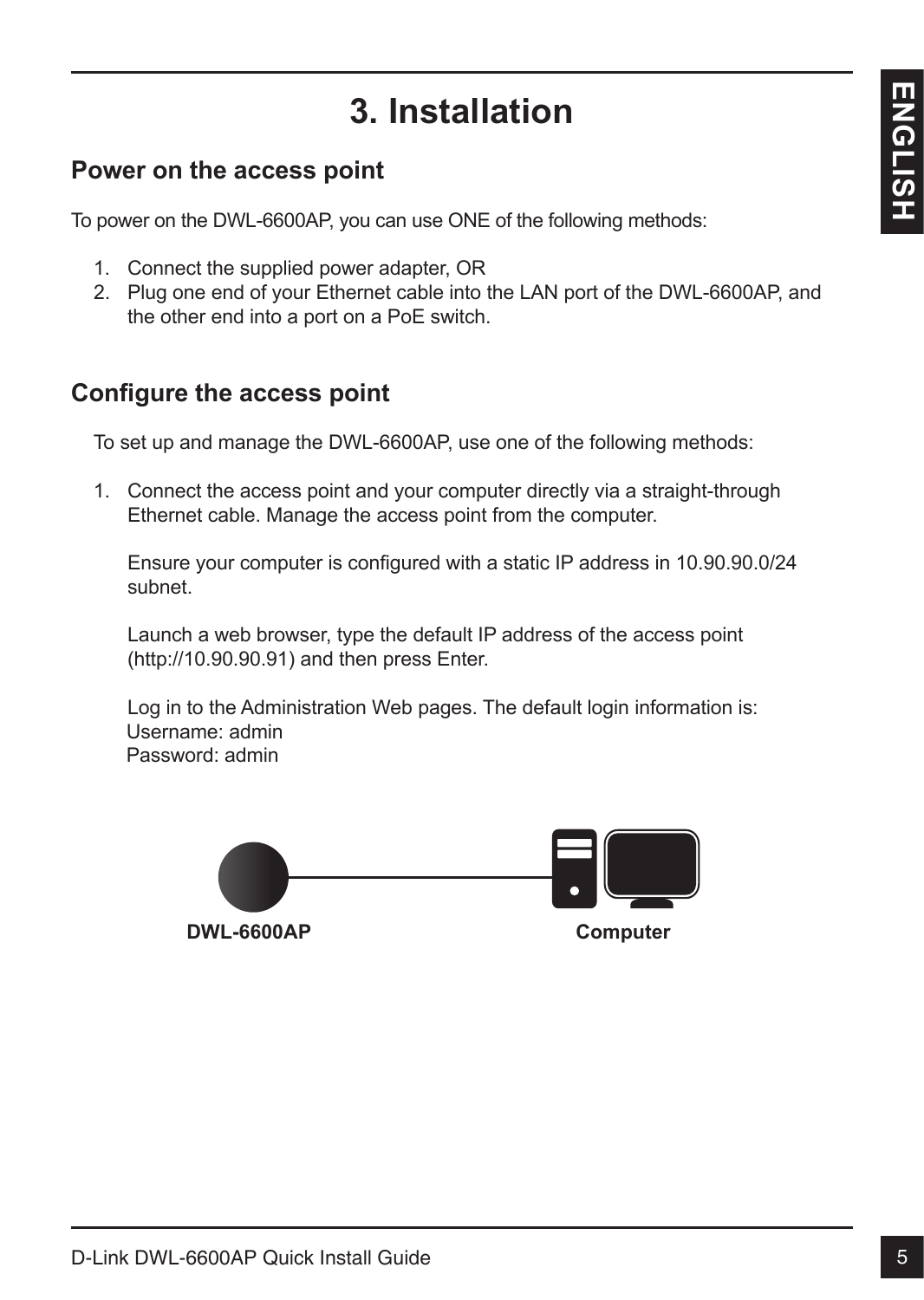# 3. Installation

## Power on the access point

To power on the DWL-6600AP, you can use ONE of the following methods:

1. Connect the supplied power adapter, OR
2. Plug one end of your Ethernet cable into the LAN port of the DWL-6600AP, and the other end into a port on a PoE switch.

## Configure the access point

To set up and manage the DWL-6600AP, use one of the following methods:

1. Connect the access point and your computer directly via a straight-through Ethernet cable. Manage the access point from the computer.

   Ensure your computer is configured with a static IP address in 10.90.90.0/24 subnet.

   Launch a web browser, type the default IP address of the access point (http://10.90.90.91) and then press Enter.

   Log in to the Administration Web pages. The default login information is:
   Username: admin
   Password: admin

**DWL-6600AP** **Computer**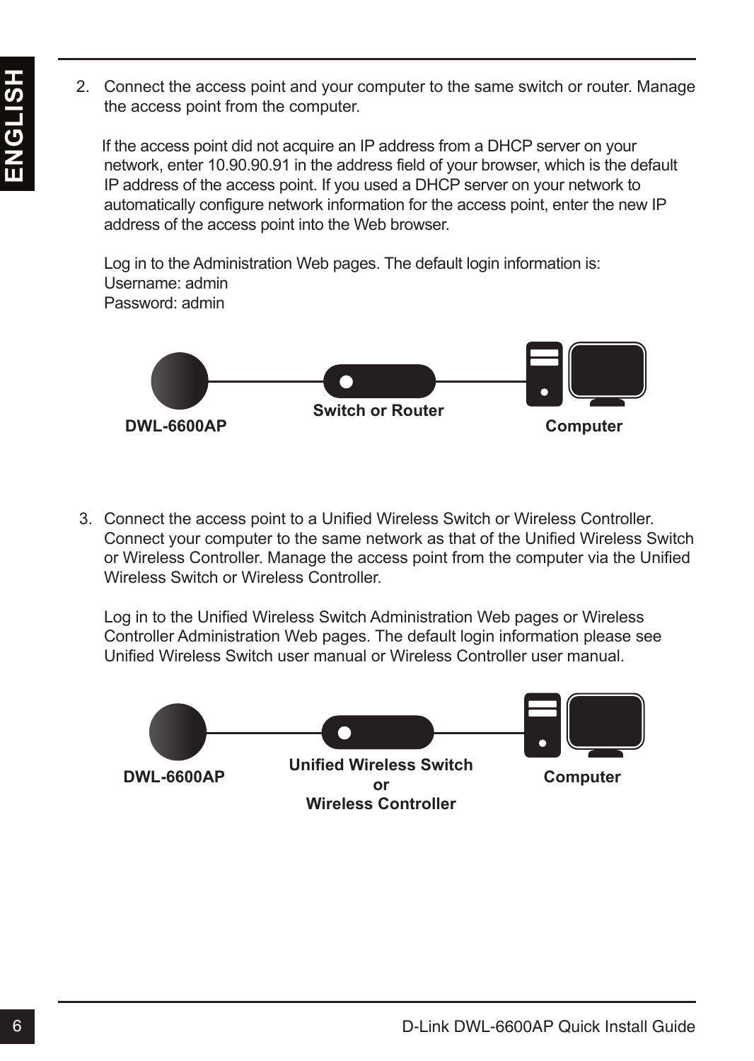2. Connect the access point and your computer to the same switch or router. Manage the access point from the computer.

   If the access point did not acquire an IP address from a DHCP server on your network, enter 10.90.90.91 in the address field of your browser, which is the default IP address of the access point. If you used a DHCP server on your network to automatically configure network information for the access point, enter the new IP address of the access point into the Web browser.

   Log in to the Administration Web pages. The default login information is:
   Username: admin
   Password: admin

   **DWL-6600AP** — **Switch or Router** — **Computer**

3. Connect the access point to a Unified Wireless Switch or Wireless Controller. Connect your computer to the same network as that of the Unified Wireless Switch or Wireless Controller. Manage the access point from the computer via the Unified Wireless Switch or Wireless Controller.

   Log in to the Unified Wireless Switch Administration Web pages or Wireless Controller Administration Web pages. The default login information please see Unified Wireless Switch user manual or Wireless Controller user manual.

   **DWL-6600AP** — **Unified Wireless Switch or Wireless Controller** — **Computer**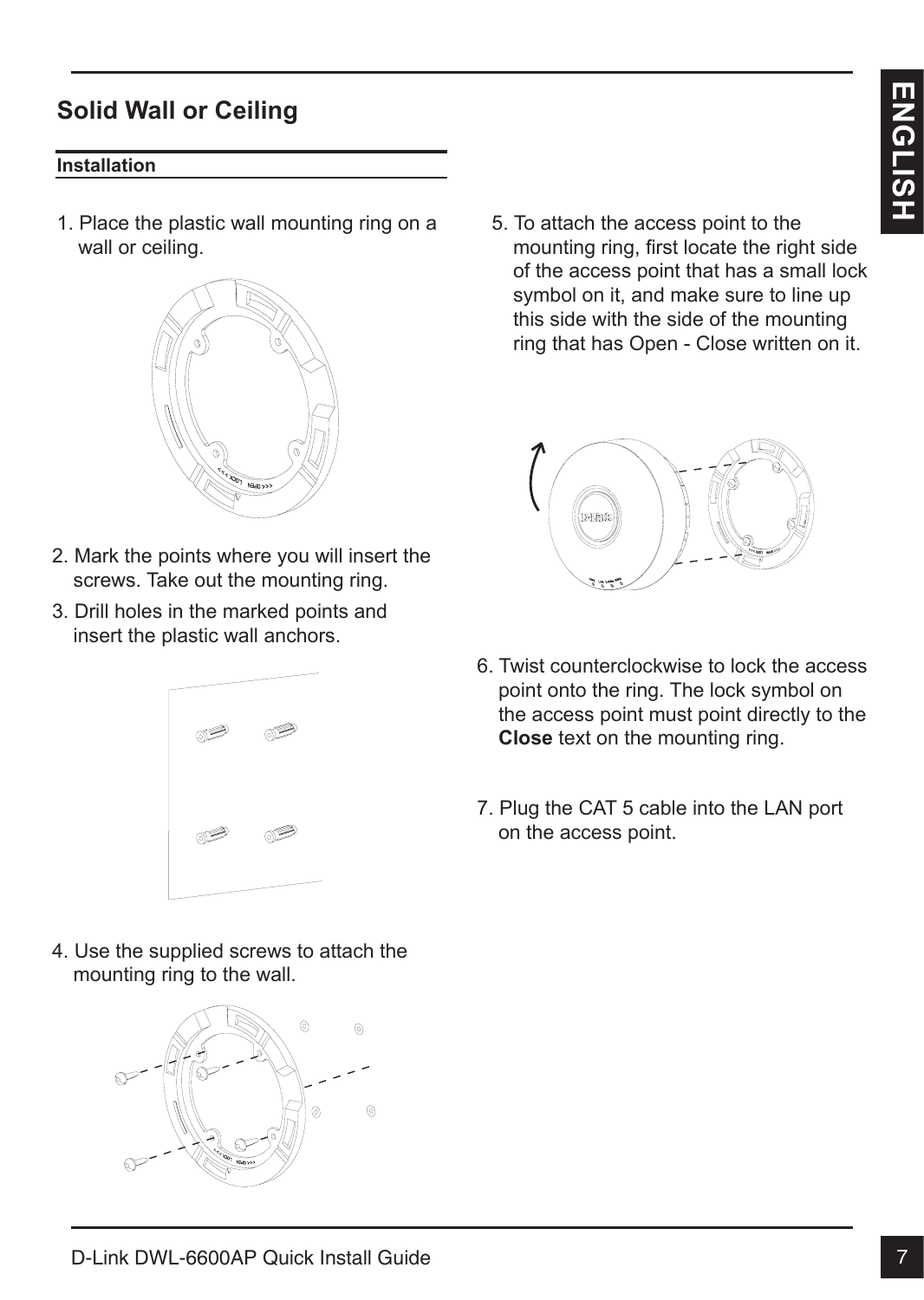## Solid Wall or Ceiling

### Installation

1. Place the plastic wall mounting ring on a wall or ceiling.
2. Mark the points where you will insert the screws. Take out the mounting ring.
3. Drill holes in the marked points and insert the plastic wall anchors.
4. Use the supplied screws to attach the mounting ring to the wall.
5. To attach the access point to the mounting ring, first locate the right side of the access point that has a small lock symbol on it, and make sure to line up this side with the side of the mounting ring that has Open - Close written on it.
6. Twist counterclockwise to lock the access point onto the ring. The lock symbol on the access point must point directly to the **Close** text on the mounting ring.
7. Plug the CAT 5 cable into the LAN port on the access point.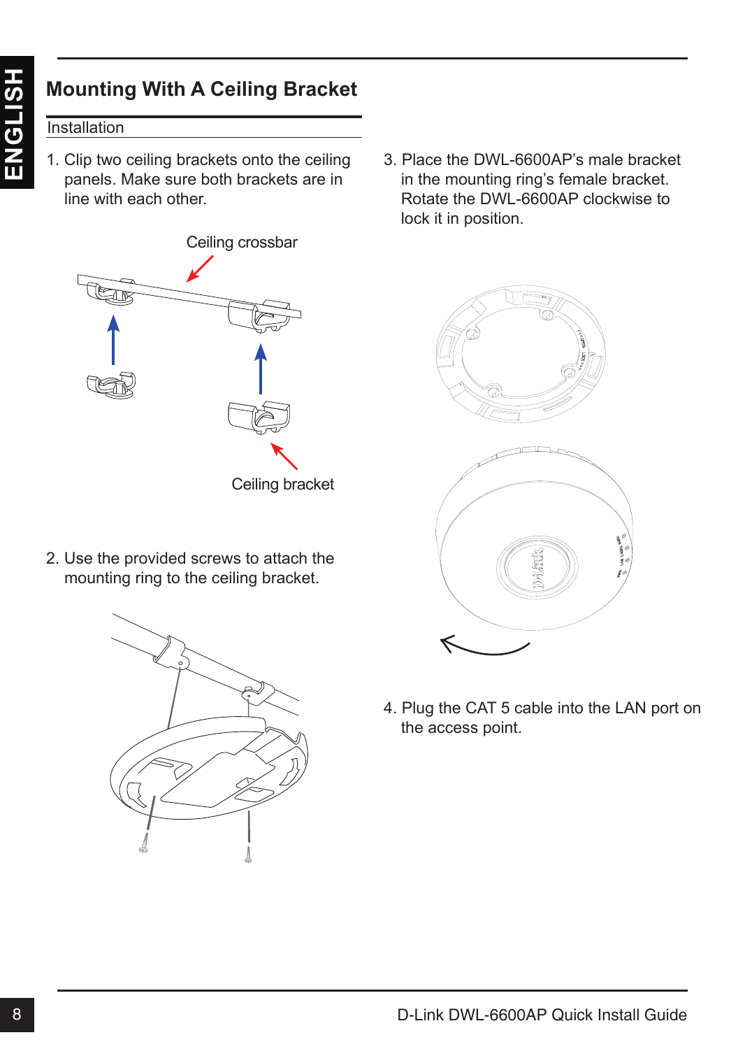## Mounting With A Ceiling Bracket

Installation

1. Clip two ceiling brackets onto the ceiling panels. Make sure both brackets are in line with each other.

Ceiling crossbar

Ceiling bracket

2. Use the provided screws to attach the mounting ring to the ceiling bracket.

3. Place the DWL-6600AP's male bracket in the mounting ring's female bracket. Rotate the DWL-6600AP clockwise to lock it in position.

4. Plug the CAT 5 cable into the LAN port on the access point.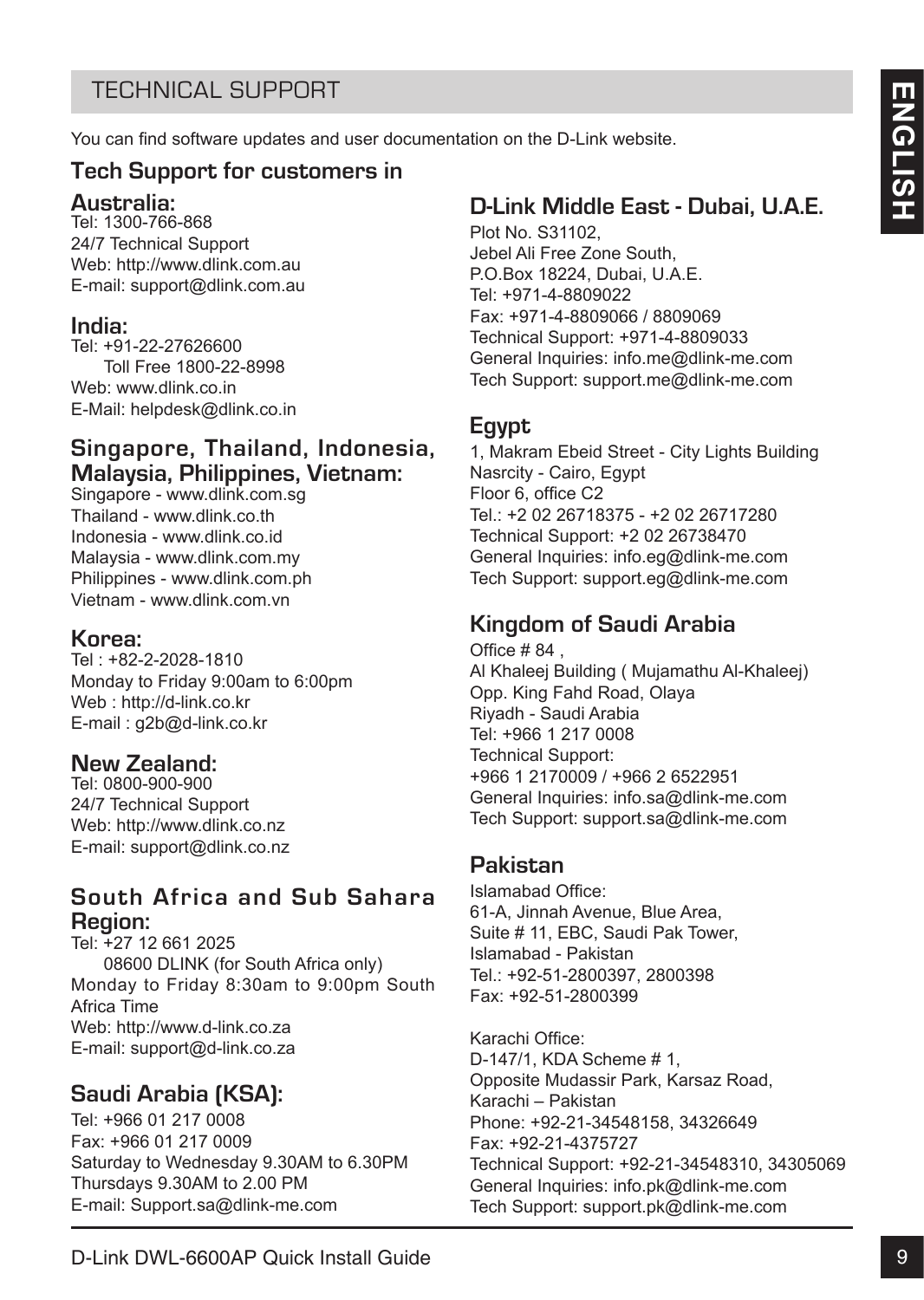# TECHNICAL SUPPORT

You can find software updates and user documentation on the D-Link website.

## Tech Support for customers in

### Australia:

Tel: 1300-766-868
24/7 Technical Support
Web: http://www.dlink.com.au
E-mail: support@dlink.com.au

### India:

Tel: +91-22-27626600
Toll Free 1800-22-8998
Web: www.dlink.co.in
E-Mail: helpdesk@dlink.co.in

### Singapore, Thailand, Indonesia, Malaysia, Philippines, Vietnam:

Singapore - www.dlink.com.sg
Thailand - www.dlink.co.th
Indonesia - www.dlink.co.id
Malaysia - www.dlink.com.my
Philippines - www.dlink.com.ph
Vietnam - www.dlink.com.vn

### Korea:

Tel : +82-2-2028-1810
Monday to Friday 9:00am to 6:00pm
Web : http://d-link.co.kr
E-mail : g2b@d-link.co.kr

### New Zealand:

Tel: 0800-900-900
24/7 Technical Support
Web: http://www.dlink.co.nz
E-mail: support@dlink.co.nz

### South Africa and Sub Sahara Region:

Tel: +27 12 661 2025
08600 DLINK (for South Africa only)
Monday to Friday 8:30am to 9:00pm South Africa Time
Web: http://www.d-link.co.za
E-mail: support@d-link.co.za

### Saudi Arabia (KSA):

Tel: +966 01 217 0008
Fax: +966 01 217 0009
Saturday to Wednesday 9.30AM to 6.30PM
Thursdays 9.30AM to 2.00 PM
E-mail: Support.sa@dlink-me.com

### D-Link Middle East - Dubai, U.A.E.

Plot No. S31102,
Jebel Ali Free Zone South,
P.O.Box 18224, Dubai, U.A.E.
Tel: +971-4-8809022
Fax: +971-4-8809066 / 8809069
Technical Support: +971-4-8809033
General Inquiries: info.me@dlink-me.com
Tech Support: support.me@dlink-me.com

### Egypt

1, Makram Ebeid Street - City Lights Building
Nasrcity - Cairo, Egypt
Floor 6, office C2
Tel.: +2 02 26718375 - +2 02 26717280
Technical Support: +2 02 26738470
General Inquiries: info.eg@dlink-me.com
Tech Support: support.eg@dlink-me.com

### Kingdom of Saudi Arabia

Office # 84 ,
Al Khaleej Building ( Mujamathu Al-Khaleej)
Opp. King Fahd Road, Olaya
Riyadh - Saudi Arabia
Tel: +966 1 217 0008
Technical Support:
+966 1 2170009 / +966 2 6522951
General Inquiries: info.sa@dlink-me.com
Tech Support: support.sa@dlink-me.com

### Pakistan

Islamabad Office:
61-A, Jinnah Avenue, Blue Area,
Suite # 11, EBC, Saudi Pak Tower,
Islamabad - Pakistan
Tel.: +92-51-2800397, 2800398
Fax: +92-51-2800399

Karachi Office:
D-147/1, KDA Scheme # 1,
Opposite Mudassir Park, Karsaz Road,
Karachi – Pakistan
Phone: +92-21-34548158, 34326649
Fax: +92-21-4375727
Technical Support: +92-21-34548310, 34305069
General Inquiries: info.pk@dlink-me.com
Tech Support: support.pk@dlink-me.com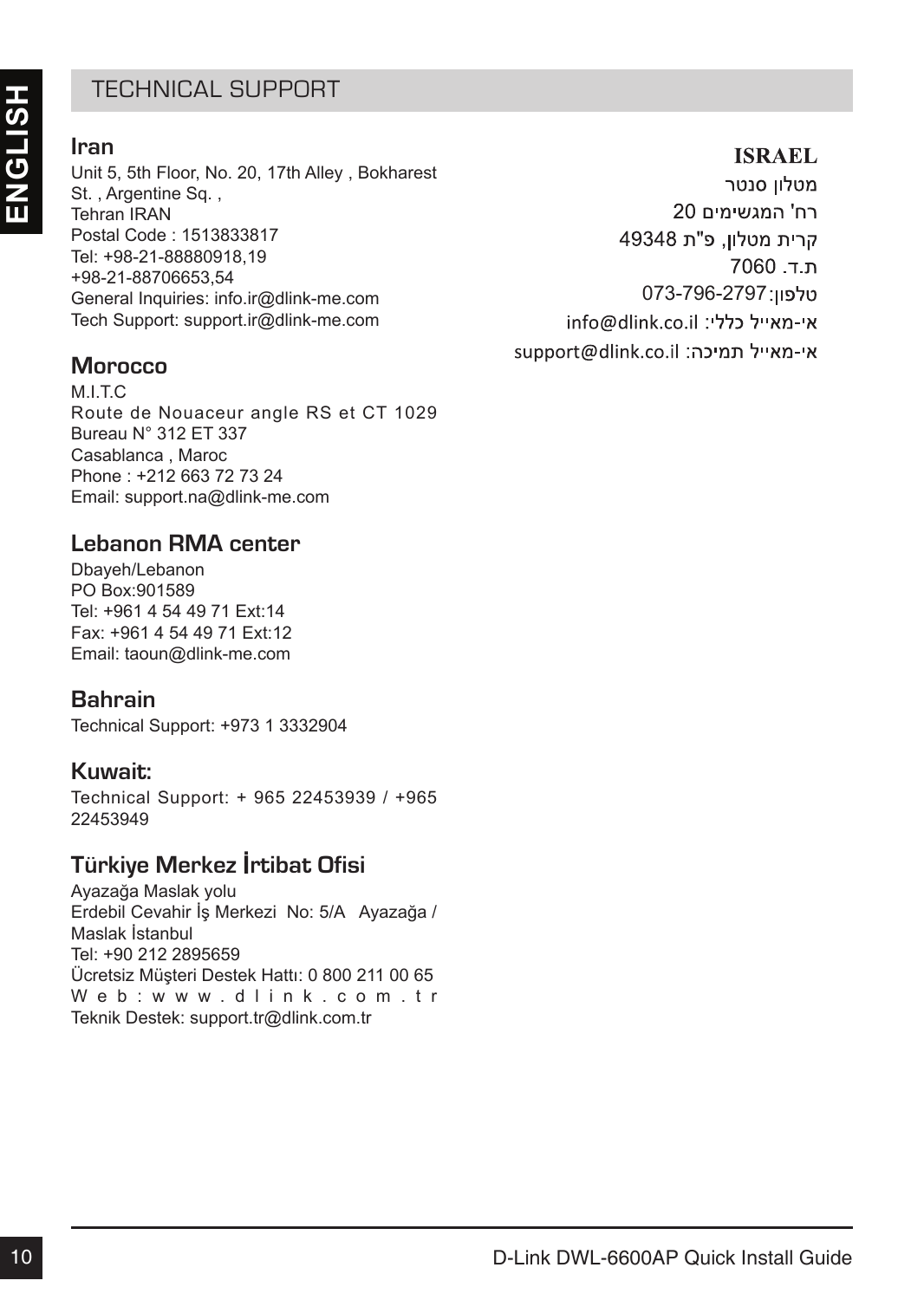## TECHNICAL SUPPORT

### Iran

Unit 5, 5th Floor, No. 20, 17th Alley , Bokharest St. , Argentine Sq. ,
Tehran IRAN
Postal Code : 1513833817
Tel: +98-21-88880918,19
+98-21-88706653,54
General Inquiries: info.ir@dlink-me.com
Tech Support: support.ir@dlink-me.com

### Morocco

M.I.T.C
Route de Nouaceur angle RS et CT 1029
Bureau N° 312 ET 337
Casablanca , Maroc
Phone : +212 663 72 73 24
Email: support.na@dlink-me.com

### Lebanon RMA center

Dbayeh/Lebanon
PO Box:901589
Tel: +961 4 54 49 71 Ext:14
Fax: +961 4 54 49 71 Ext:12
Email: taoun@dlink-me.com

### Bahrain

Technical Support: +973 1 3332904

### Kuwait:

Technical Support: + 965 22453939 / +965 22453949

### Türkiye Merkez İrtibat Ofisi

Ayazağa Maslak yolu
Erdebil Cevahir İş Merkezi No: 5/A Ayazağa / Maslak İstanbul
Tel: +90 212 2895659
Ücretsiz Müşteri Destek Hattı: 0 800 211 00 65
Web: www.dlink.com.tr
Teknik Destek: support.tr@dlink.com.tr

### ISRAEL

מטלון סנטר
רח' המגשימים 20
קרית מטלון, פ"ת 49348
ת.ד. 7060
טלפון: 073-796-2797
אי-מאייל כללי: info@dlink.co.il
אי-מאייל תמיכה: support@dlink.co.il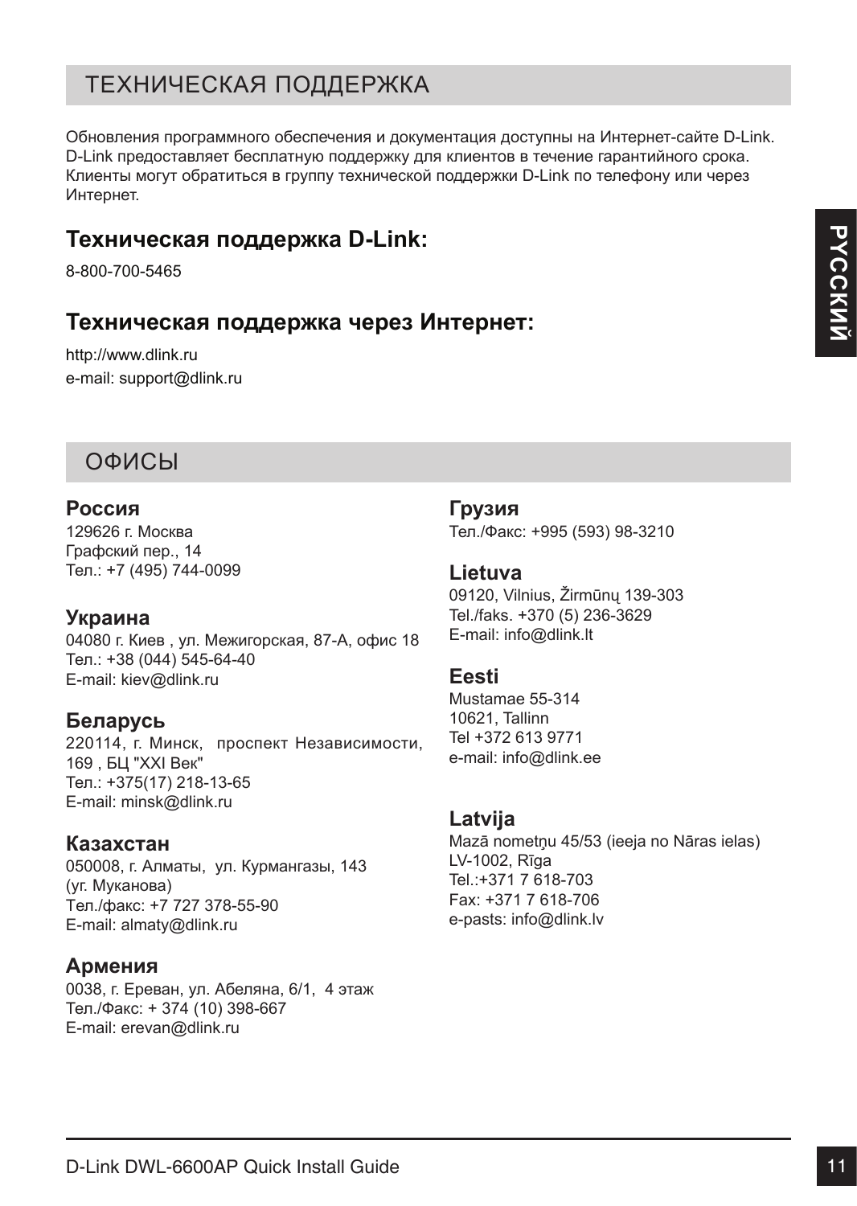## ТЕХНИЧЕСКАЯ ПОДДЕРЖКА

Обновления программного обеспечения и документация доступны на Интернет-сайте D-Link.
D-Link предоставляет бесплатную поддержку для клиентов в течение гарантийного срока.
Клиенты могут обратиться в группу технической поддержки D-Link по телефону или через Интернет.

### Техническая поддержка D-Link:

8-800-700-5465

### Техническая поддержка через Интернет:

http://www.dlink.ru
e-mail: support@dlink.ru

## ОФИСЫ

**Россия**
129626 г. Москва
Графский пер., 14
Тел.: +7 (495) 744-0099

**Украина**
04080 г. Киев , ул. Межигорская, 87-А, офис 18
Тел.: +38 (044) 545-64-40
E-mail: kiev@dlink.ru

**Беларусь**
220114, г. Минск, проспект Независимости, 169 , БЦ "XXI Век"
Тел.: +375(17) 218-13-65
E-mail: minsk@dlink.ru

**Казахстан**
050008, г. Алматы, ул. Курмангазы, 143
(уг. Муканова)
Тел./факс: +7 727 378-55-90
E-mail: almaty@dlink.ru

**Армения**
0038, г. Ереван, ул. Абеляна, 6/1, 4 этаж
Тел./Факс: + 374 (10) 398-667
E-mail: erevan@dlink.ru

**Грузия**
Тел./Факс: +995 (593) 98-3210

**Lietuva**
09120, Vilnius, Žirmūnų 139-303
Tel./faks. +370 (5) 236-3629
E-mail: info@dlink.lt

**Eesti**
Mustamae 55-314
10621, Tallinn
Tel +372 613 9771
e-mail: info@dlink.ee

**Latvija**
Mazā nometņu 45/53 (ieeja no Nāras ielas)
LV-1002, Rīga
Tel.:+371 7 618-703
Fax: +371 7 618-706
e-pasts: info@dlink.lv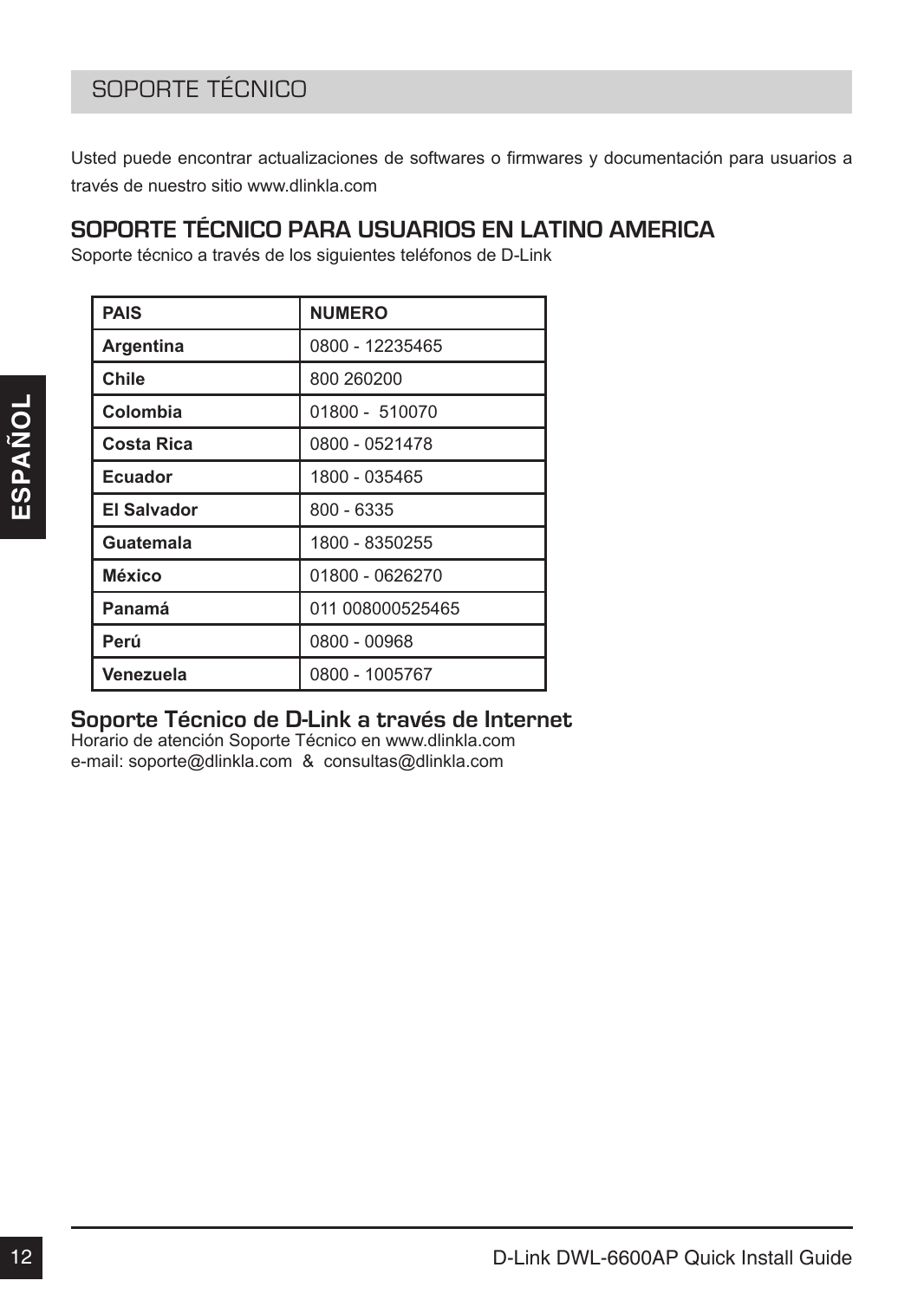# SOPORTE TÉCNICO

Usted puede encontrar actualizaciones de softwares o firmwares y documentación para usuarios a través de nuestro sitio www.dlinkla.com

## SOPORTE TÉCNICO PARA USUARIOS EN LATINO AMERICA

Soporte técnico a través de los siguientes teléfonos de D-Link

| PAIS | NUMERO |
|---|---|
| Argentina | 0800 - 12235465 |
| Chile | 800 260200 |
| Colombia | 01800 - 510070 |
| Costa Rica | 0800 - 0521478 |
| Ecuador | 1800 - 035465 |
| El Salvador | 800 - 6335 |
| Guatemala | 1800 - 8350255 |
| México | 01800 - 0626270 |
| Panamá | 011 008000525465 |
| Perú | 0800 - 00968 |
| Venezuela | 0800 - 1005767 |

### Soporte Técnico de D-Link a través de Internet

Horario de atención Soporte Técnico en www.dlinkla.com
e-mail: soporte@dlinkla.com & consultas@dlinkla.com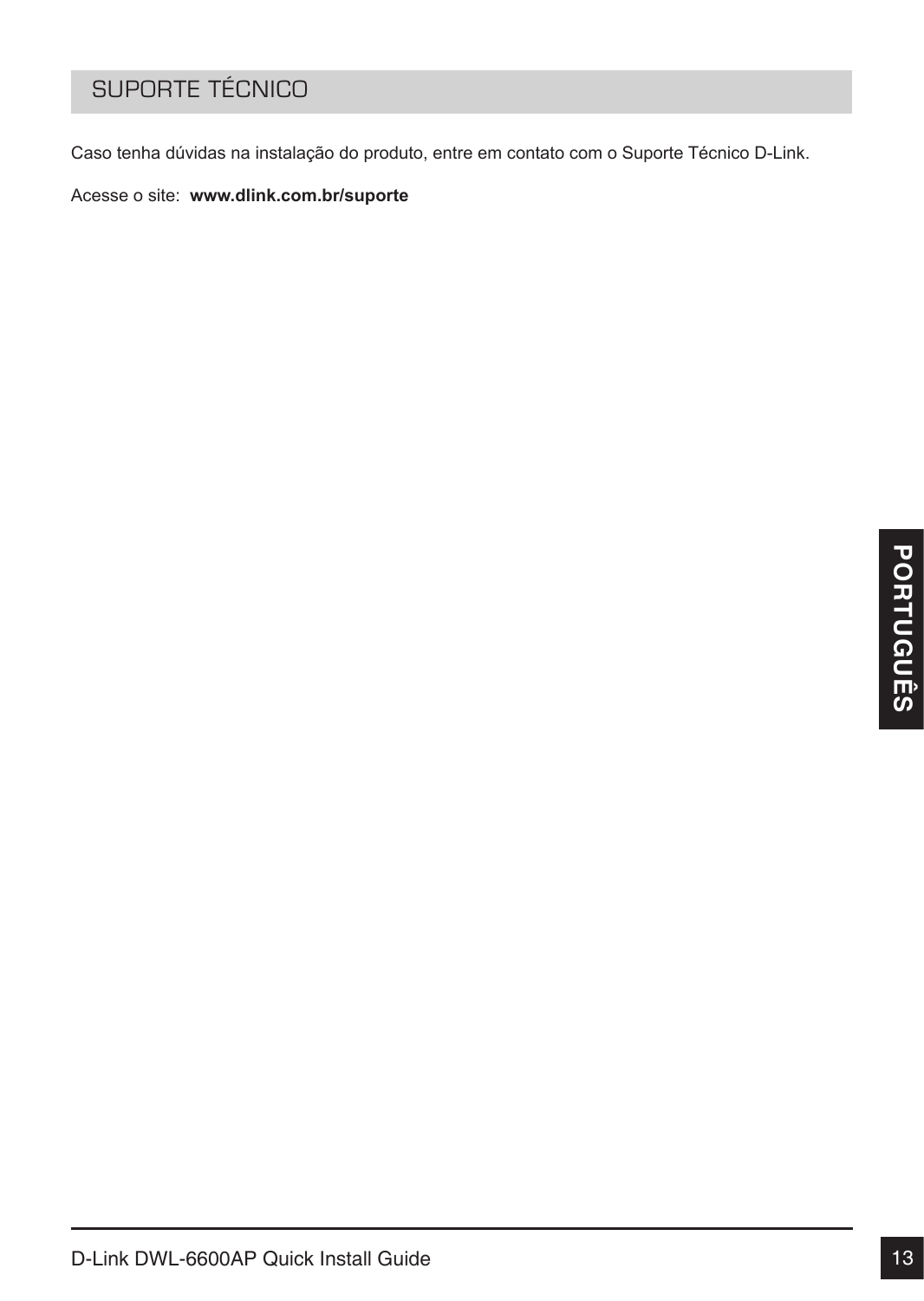## SUPORTE TÉCNICO

Caso tenha dúvidas na instalação do produto, entre em contato com o Suporte Técnico D-Link.

Acesse o site: **www.dlink.com.br/suporte**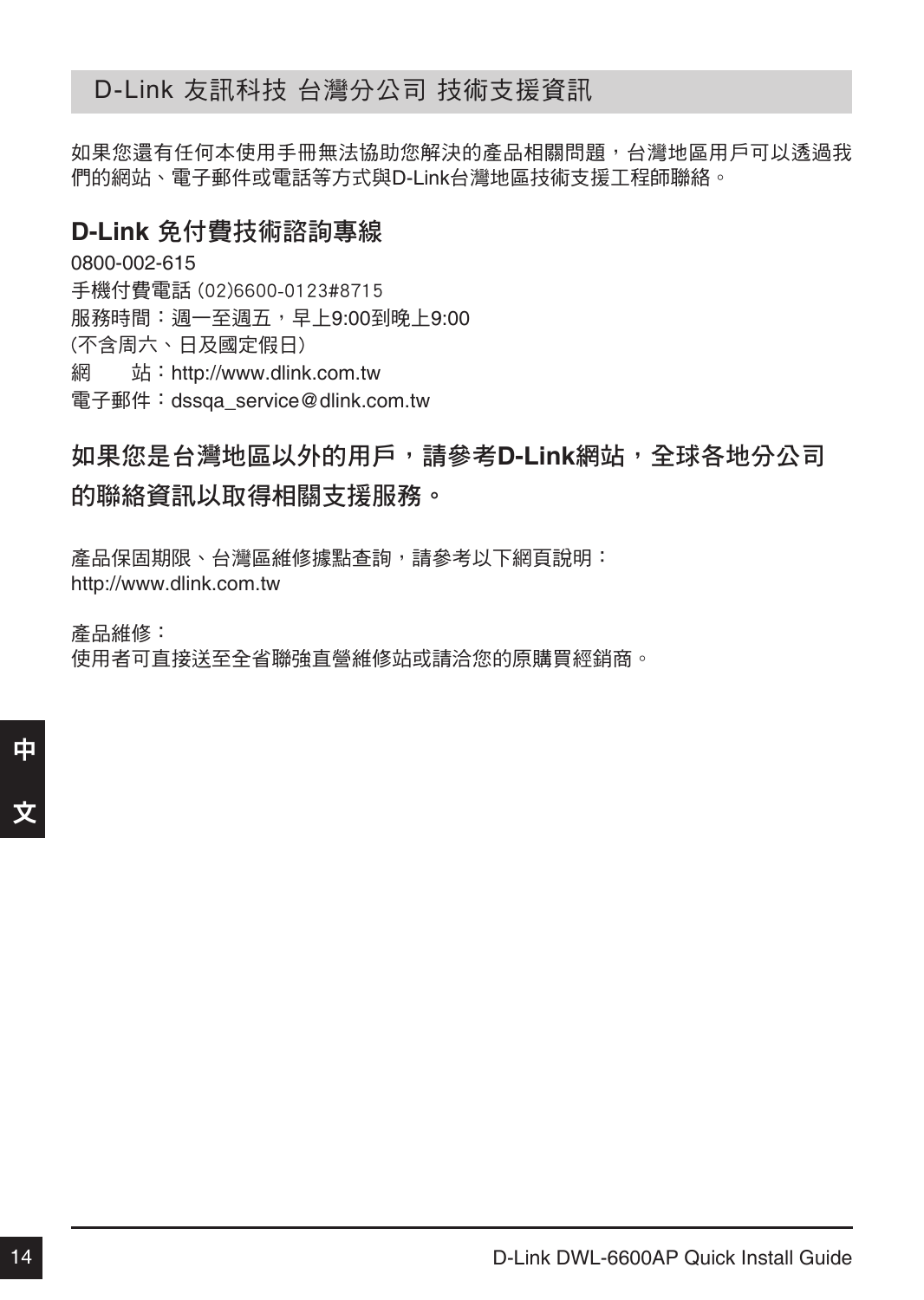# D-Link 友訊科技 台灣分公司 技術支援資訊

如果您還有任何本使用手冊無法協助您解決的產品相關問題，台灣地區用戶可以透過我們的網站、電子郵件或電話等方式與D-Link台灣地區技術支援工程師聯絡。

## D-Link 免付費技術諮詢專線

0800-002-615
手機付費電話 (02)6600-0123#8715
服務時間：週一至週五，早上9:00到晚上9:00
(不含周六、日及國定假日)
網　　站：http://www.dlink.com.tw
電子郵件：dssqa_service@dlink.com.tw

## 如果您是台灣地區以外的用戶，請參考D-Link網站，全球各地分公司的聯絡資訊以取得相關支援服務。

產品保固期限、台灣區維修據點查詢，請參考以下網頁說明：
http://www.dlink.com.tw

產品維修：
使用者可直接送至全省聯強直營維修站或請洽您的原購買經銷商。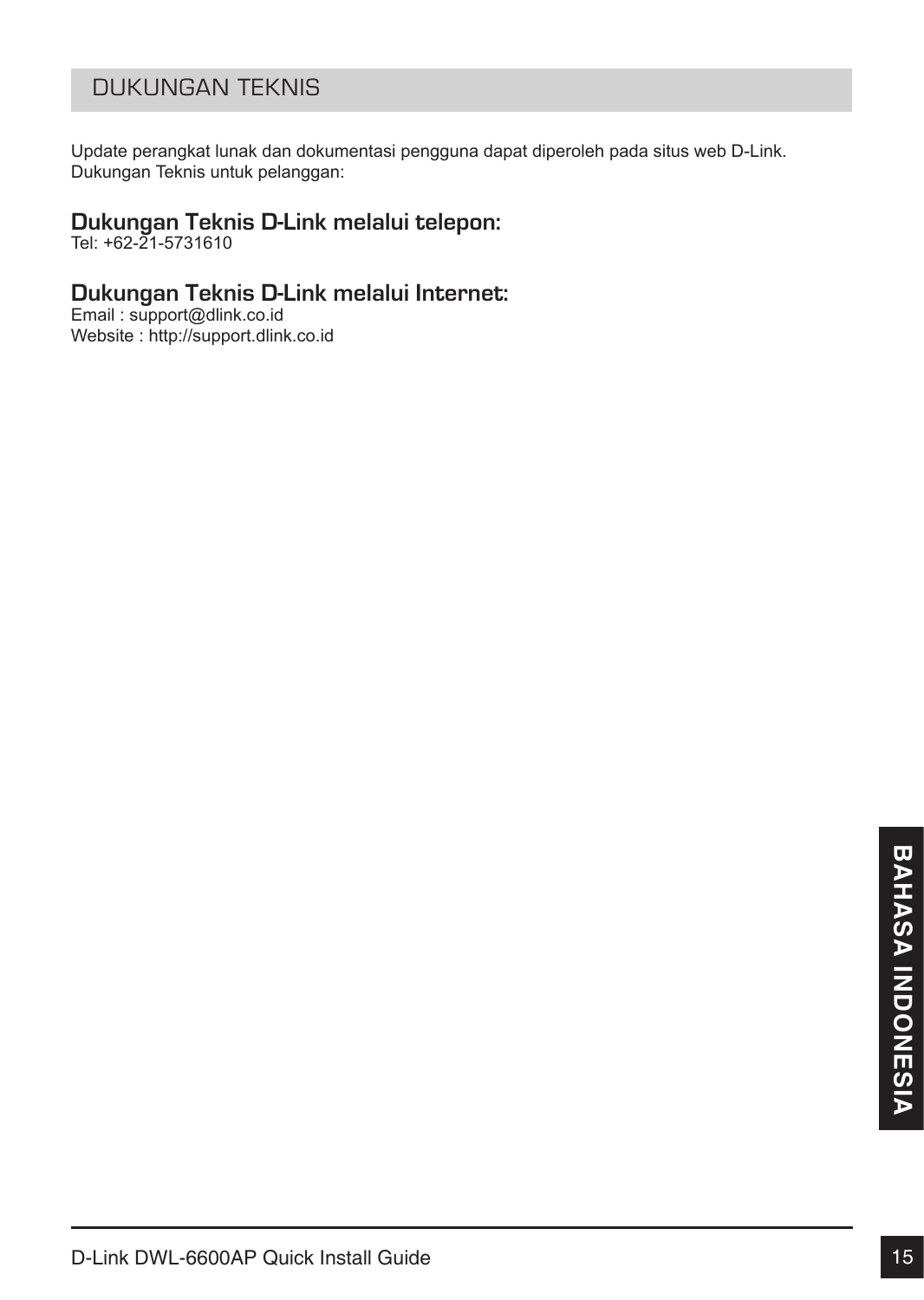## DUKUNGAN TEKNIS

Update perangkat lunak dan dokumentasi pengguna dapat diperoleh pada situs web D-Link.
Dukungan Teknis untuk pelanggan:

### Dukungan Teknis D-Link melalui telepon:

Tel: +62-21-5731610

### Dukungan Teknis D-Link melalui Internet:

Email : support@dlink.co.id
Website : http://support.dlink.co.id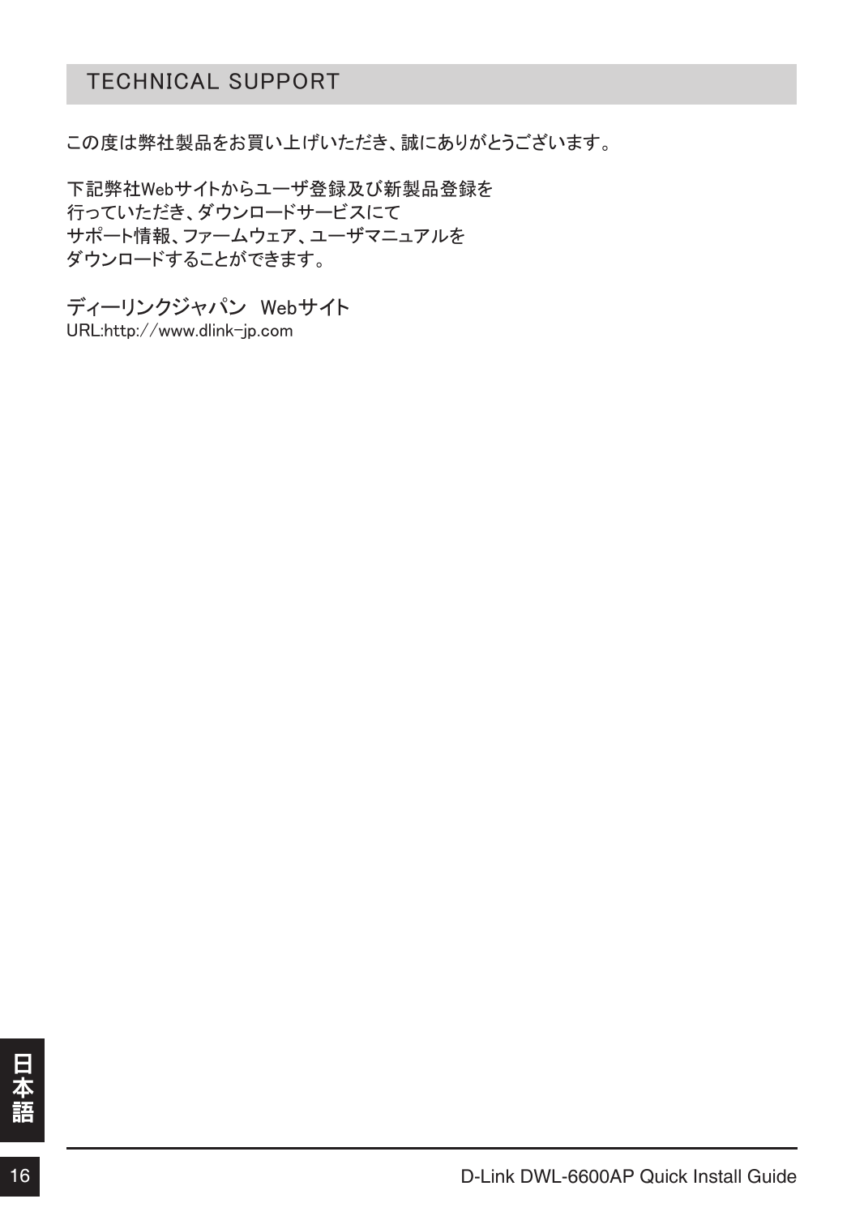## TECHNICAL SUPPORT

この度は弊社製品をお買い上げいただき、誠にありがとうございます。

下記弊社Webサイトからユーザ登録及び新製品登録を
行っていただき、ダウンロードサービスにて
サポート情報、ファームウェア、ユーザマニュアルを
ダウンロードすることができます。

ディーリンクジャパン　Webサイト
URL:http://www.dlink-jp.com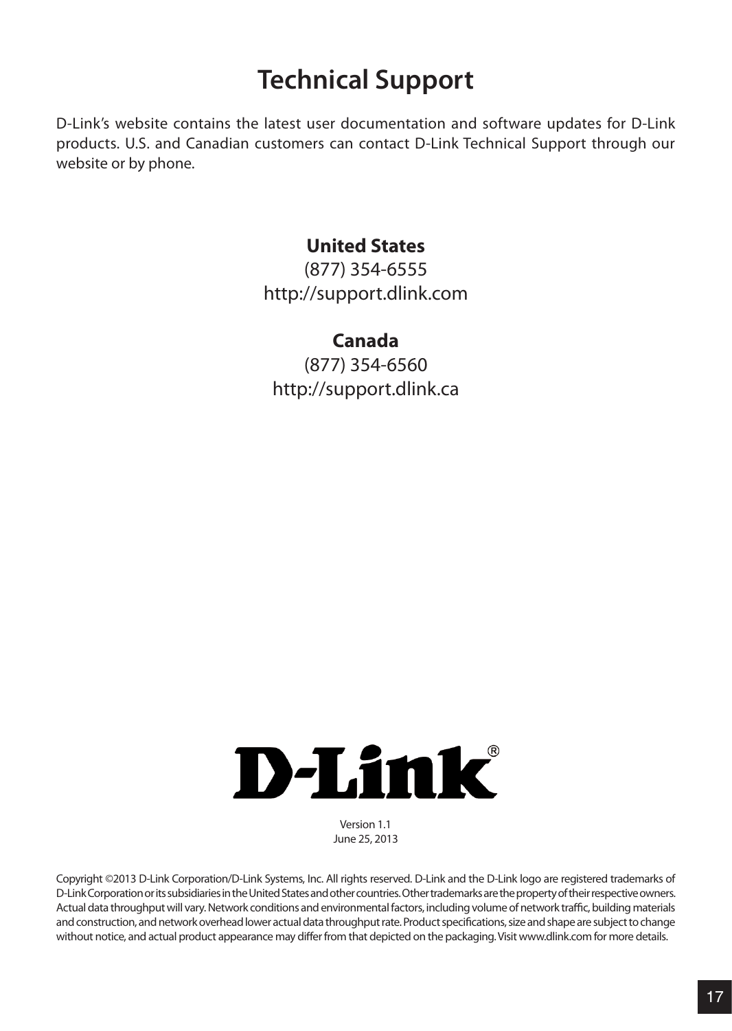# Technical Support

D-Link's website contains the latest user documentation and software updates for D-Link products. U.S. and Canadian customers can contact D-Link Technical Support through our website or by phone.

**United States**
(877) 354-6555
http://support.dlink.com

**Canada**
(877) 354-6560
http://support.dlink.ca

D-Link®

Version 1.1
June 25, 2013

Copyright ©2013 D-Link Corporation/D-Link Systems, Inc. All rights reserved. D-Link and the D-Link logo are registered trademarks of D-Link Corporation or its subsidiaries in the United States and other countries. Other trademarks are the property of their respective owners. Actual data throughput will vary. Network conditions and environmental factors, including volume of network traffic, building materials and construction, and network overhead lower actual data throughput rate. Product specifications, size and shape are subject to change without notice, and actual product appearance may differ from that depicted on the packaging. Visit www.dlink.com for more details.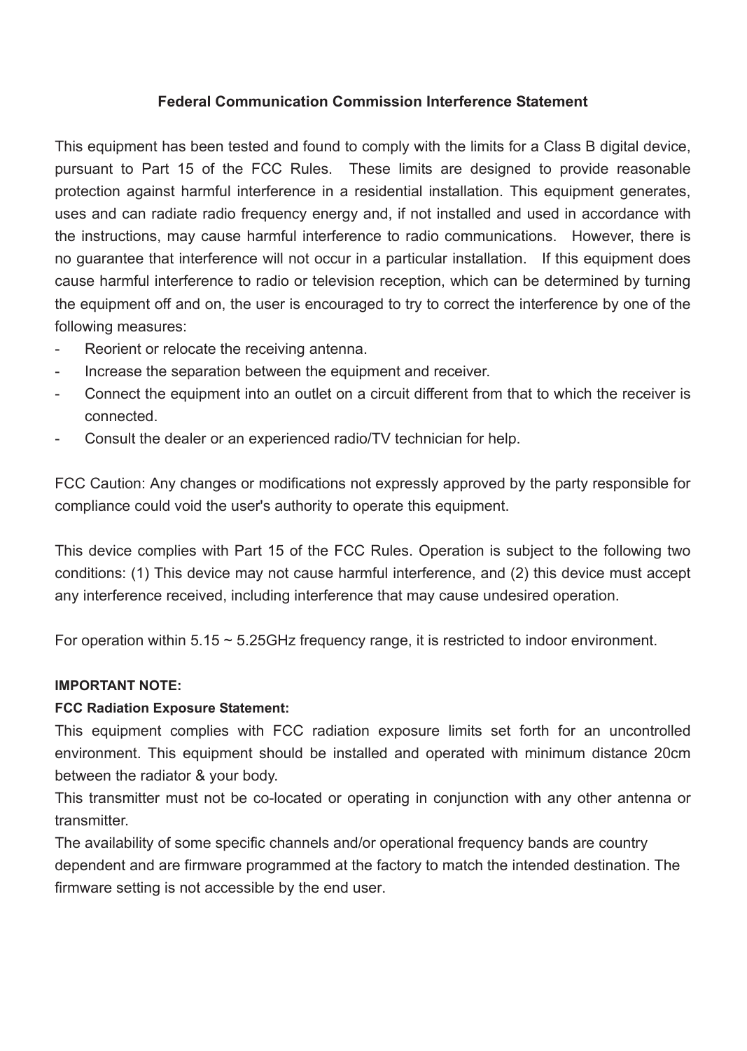## Federal Communication Commission Interference Statement

This equipment has been tested and found to comply with the limits for a Class B digital device, pursuant to Part 15 of the FCC Rules. These limits are designed to provide reasonable protection against harmful interference in a residential installation. This equipment generates, uses and can radiate radio frequency energy and, if not installed and used in accordance with the instructions, may cause harmful interference to radio communications. However, there is no guarantee that interference will not occur in a particular installation. If this equipment does cause harmful interference to radio or television reception, which can be determined by turning the equipment off and on, the user is encouraged to try to correct the interference by one of the following measures:

- Reorient or relocate the receiving antenna.
- Increase the separation between the equipment and receiver.
- Connect the equipment into an outlet on a circuit different from that to which the receiver is connected.
- Consult the dealer or an experienced radio/TV technician for help.

FCC Caution: Any changes or modifications not expressly approved by the party responsible for compliance could void the user's authority to operate this equipment.

This device complies with Part 15 of the FCC Rules. Operation is subject to the following two conditions: (1) This device may not cause harmful interference, and (2) this device must accept any interference received, including interference that may cause undesired operation.

For operation within 5.15 ~ 5.25GHz frequency range, it is restricted to indoor environment.

**IMPORTANT NOTE:**

**FCC Radiation Exposure Statement:**

This equipment complies with FCC radiation exposure limits set forth for an uncontrolled environment. This equipment should be installed and operated with minimum distance 20cm between the radiator & your body.

This transmitter must not be co-located or operating in conjunction with any other antenna or transmitter.

The availability of some specific channels and/or operational frequency bands are country dependent and are firmware programmed at the factory to match the intended destination. The firmware setting is not accessible by the end user.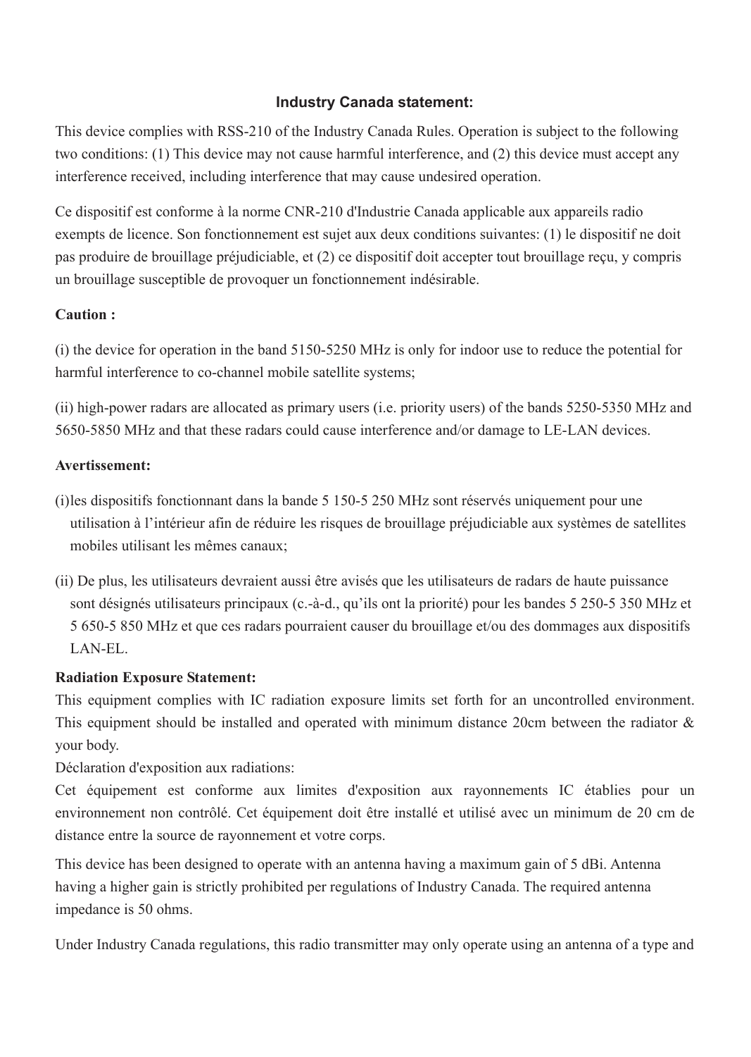## Industry Canada statement:

This device complies with RSS-210 of the Industry Canada Rules. Operation is subject to the following two conditions: (1) This device may not cause harmful interference, and (2) this device must accept any interference received, including interference that may cause undesired operation.

Ce dispositif est conforme à la norme CNR-210 d'Industrie Canada applicable aux appareils radio exempts de licence. Son fonctionnement est sujet aux deux conditions suivantes: (1) le dispositif ne doit pas produire de brouillage préjudiciable, et (2) ce dispositif doit accepter tout brouillage reçu, y compris un brouillage susceptible de provoquer un fonctionnement indésirable.

**Caution :**

(i) the device for operation in the band 5150-5250 MHz is only for indoor use to reduce the potential for harmful interference to co-channel mobile satellite systems;

(ii) high-power radars are allocated as primary users (i.e. priority users) of the bands 5250-5350 MHz and 5650-5850 MHz and that these radars could cause interference and/or damage to LE-LAN devices.

**Avertissement:**

(i)les dispositifs fonctionnant dans la bande 5 150-5 250 MHz sont réservés uniquement pour une utilisation à l'intérieur afin de réduire les risques de brouillage préjudiciable aux systèmes de satellites mobiles utilisant les mêmes canaux;

(ii) De plus, les utilisateurs devraient aussi être avisés que les utilisateurs de radars de haute puissance sont désignés utilisateurs principaux (c.-à-d., qu'ils ont la priorité) pour les bandes 5 250-5 350 MHz et 5 650-5 850 MHz et que ces radars pourraient causer du brouillage et/ou des dommages aux dispositifs LAN-EL.

**Radiation Exposure Statement:**

This equipment complies with IC radiation exposure limits set forth for an uncontrolled environment. This equipment should be installed and operated with minimum distance 20cm between the radiator & your body.

Déclaration d'exposition aux radiations:

Cet équipement est conforme aux limites d'exposition aux rayonnements IC établies pour un environnement non contrôlé. Cet équipement doit être installé et utilisé avec un minimum de 20 cm de distance entre la source de rayonnement et votre corps.

This device has been designed to operate with an antenna having a maximum gain of 5 dBi. Antenna having a higher gain is strictly prohibited per regulations of Industry Canada. The required antenna impedance is 50 ohms.

Under Industry Canada regulations, this radio transmitter may only operate using an antenna of a type and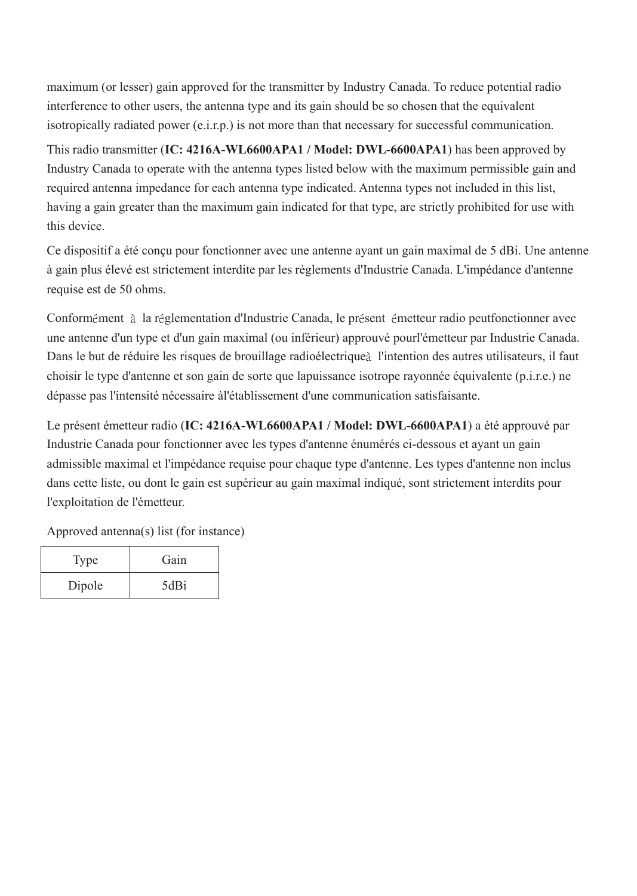maximum (or lesser) gain approved for the transmitter by Industry Canada. To reduce potential radio interference to other users, the antenna type and its gain should be so chosen that the equivalent isotropically radiated power (e.i.r.p.) is not more than that necessary for successful communication.

This radio transmitter (**IC: 4216A-WL6600APA1 / Model: DWL-6600APA1**) has been approved by Industry Canada to operate with the antenna types listed below with the maximum permissible gain and required antenna impedance for each antenna type indicated. Antenna types not included in this list, having a gain greater than the maximum gain indicated for that type, are strictly prohibited for use with this device.

Ce dispositif a été conçu pour fonctionner avec une antenne ayant un gain maximal de 5 dBi. Une antenne à gain plus élevé est strictement interdite par les règlements d'Industrie Canada. L'impédance d'antenne requise est de 50 ohms.

Conformément à la réglementation d'Industrie Canada, le présent émetteur radio peutfonctionner avec une antenne d'un type et d'un gain maximal (ou inférieur) approuvé pourl'émetteur par Industrie Canada. Dans le but de réduire les risques de brouillage radioélectriqueà l'intention des autres utilisateurs, il faut choisir le type d'antenne et son gain de sorte que lapuissance isotrope rayonnée équivalente (p.i.r.e.) ne dépasse pas l'intensité nécessaire àl'établissement d'une communication satisfaisante.

Le présent émetteur radio (**IC: 4216A-WL6600APA1 / Model: DWL-6600APA1**) a été approuvé par Industrie Canada pour fonctionner avec les types d'antenne énumérés ci-dessous et ayant un gain admissible maximal et l'impédance requise pour chaque type d'antenne. Les types d'antenne non inclus dans cette liste, ou dont le gain est supérieur au gain maximal indiqué, sont strictement interdits pour l'exploitation de l'émetteur.

Approved antenna(s) list (for instance)

| Type | Gain |
|---|---|
| Dipole | 5dBi |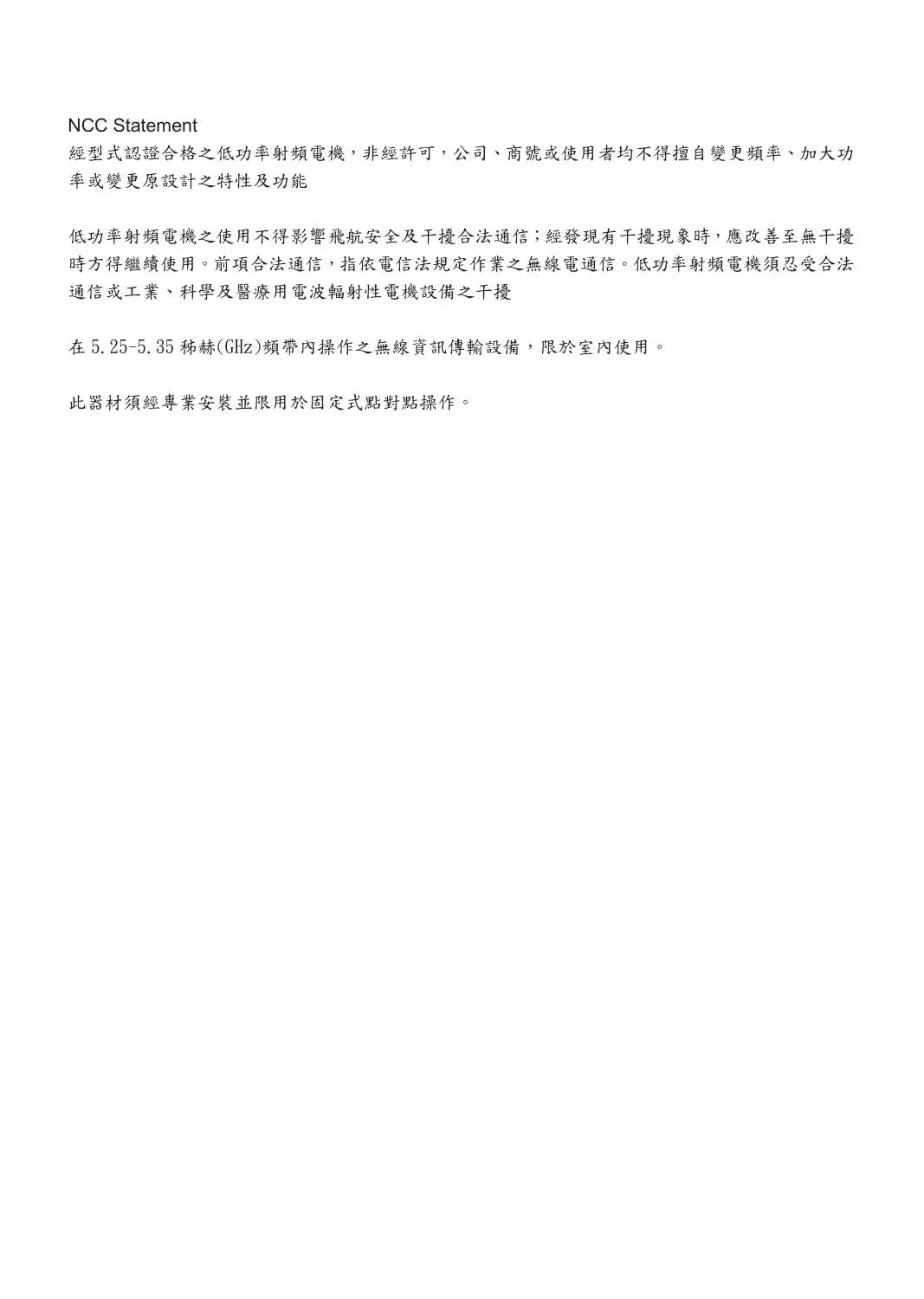## NCC Statement

經型式認證合格之低功率射頻電機，非經許可，公司、商號或使用者均不得擅自變更頻率、加大功率或變更原設計之特性及功能

低功率射頻電機之使用不得影響飛航安全及干擾合法通信；經發現有干擾現象時，應改善至無干擾時方得繼續使用。前項合法通信，指依電信法規定作業之無線電通信。低功率射頻電機須忍受合法通信或工業、科學及醫療用電波輻射性電機設備之干擾

在 5.25-5.35 秭赫(GHz)頻帶內操作之無線資訊傳輸設備，限於室內使用。

此器材須經專業安裝並限用於固定式點對點操作。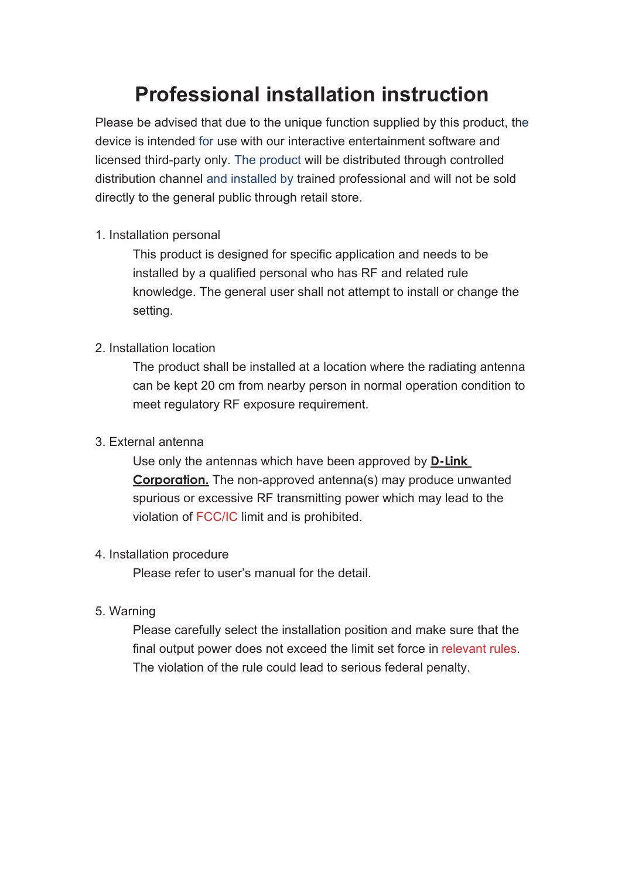# Professional installation instruction

Please be advised that due to the unique function supplied by this product, the device is intended for use with our interactive entertainment software and licensed third-party only. The product will be distributed through controlled distribution channel and installed by trained professional and will not be sold directly to the general public through retail store.

1. Installation personal

   This product is designed for specific application and needs to be installed by a qualified personal who has RF and related rule knowledge. The general user shall not attempt to install or change the setting.

2. Installation location

   The product shall be installed at a location where the radiating antenna can be kept 20 cm from nearby person in normal operation condition to meet regulatory RF exposure requirement.

3. External antenna

   Use only the antennas which have been approved by **D-Link Corporation.** The non-approved antenna(s) may produce unwanted spurious or excessive RF transmitting power which may lead to the violation of FCC/IC limit and is prohibited.

4. Installation procedure

   Please refer to user's manual for the detail.

5. Warning

   Please carefully select the installation position and make sure that the final output power does not exceed the limit set force in relevant rules. The violation of the rule could lead to serious federal penalty.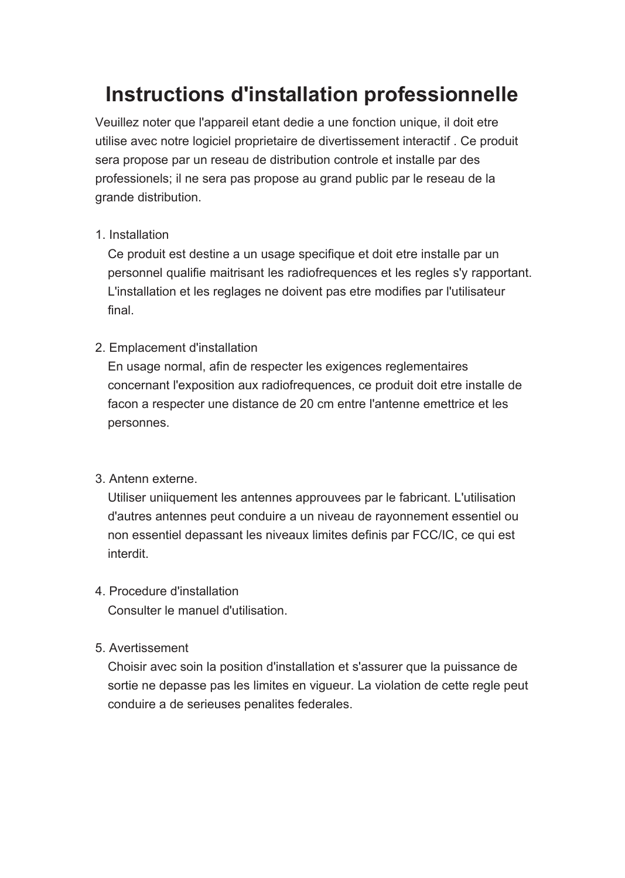# Instructions d'installation professionnelle

Veuillez noter que l'appareil etant dedie a une fonction unique, il doit etre utilise avec notre logiciel proprietaire de divertissement interactif . Ce produit sera propose par un reseau de distribution controle et installe par des professionels; il ne sera pas propose au grand public par le reseau de la grande distribution.

1. Installation
   
   Ce produit est destine a un usage specifique et doit etre installe par un personnel qualifie maitrisant les radiofrequences et les regles s'y rapportant. L'installation et les reglages ne doivent pas etre modifies par l'utilisateur final.

2. Emplacement d'installation
   
   En usage normal, afin de respecter les exigences reglementaires concernant l'exposition aux radiofrequences, ce produit doit etre installe de facon a respecter une distance de 20 cm entre l'antenne emettrice et les personnes.

3. Antenn externe.
   
   Utiliser uniiquement les antennes approuvees par le fabricant. L'utilisation d'autres antennes peut conduire a un niveau de rayonnement essentiel ou non essentiel depassant les niveaux limites definis par FCC/IC, ce qui est interdit.

4. Procedure d'installation
   
   Consulter le manuel d'utilisation.

5. Avertissement
   
   Choisir avec soin la position d'installation et s'assurer que la puissance de sortie ne depasse pas les limites en vigueur. La violation de cette regle peut conduire a de serieuses penalites federales.